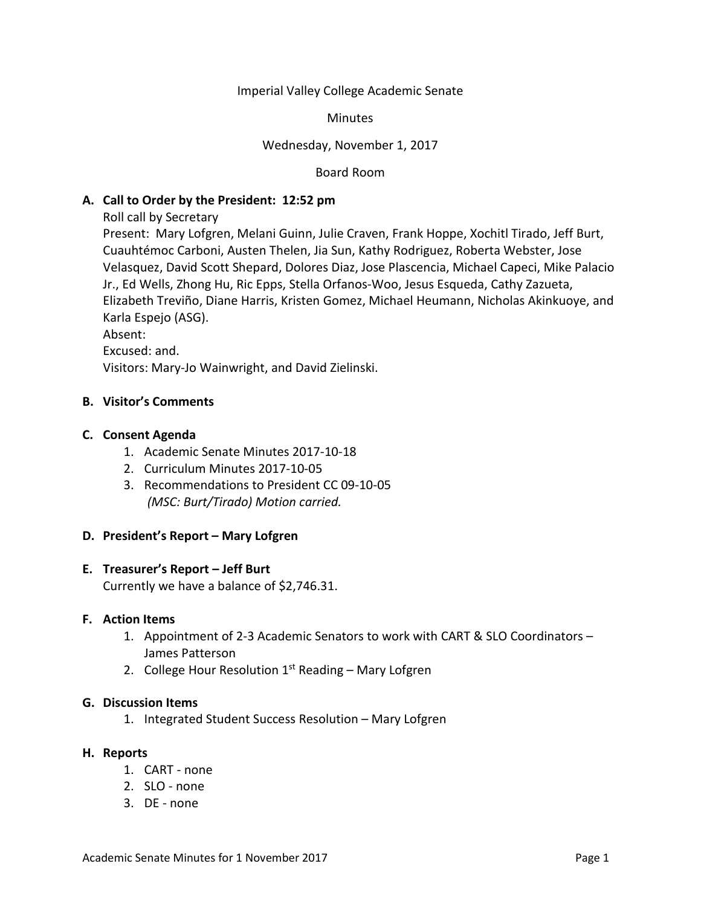Imperial Valley College Academic Senate

Minutes

Wednesday, November 1, 2017

Board Room

**A. Call to Order by the President: 12:52 pm**

Roll call by Secretary

Present: Mary Lofgren, Melani Guinn, Julie Craven, Frank Hoppe, Xochitl Tirado, Jeff Burt, Cuauhtémoc Carboni, Austen Thelen, Jia Sun, Kathy Rodriguez, Roberta Webster, Jose Velasquez, David Scott Shepard, Dolores Diaz, Jose Plascencia, Michael Capeci, Mike Palacio Jr., Ed Wells, Zhong Hu, Ric Epps, Stella Orfanos-Woo, Jesus Esqueda, Cathy Zazueta, Elizabeth Treviño, Diane Harris, Kristen Gomez, Michael Heumann, Nicholas Akinkuoye, and Karla Espejo (ASG).

Absent:

Excused: and.

Visitors: Mary-Jo Wainwright, and David Zielinski.

**B. Visitor's Comments**

**C. Consent Agenda**

1. Academic Senate Minutes 2017-10-18
2. Curriculum Minutes 2017-10-05
3. Recommendations to President CC 09-10-05
   *(MSC: Burt/Tirado) Motion carried.*

**D. President's Report – Mary Lofgren**

**E. Treasurer's Report – Jeff Burt**

Currently we have a balance of $2,746.31.

**F. Action Items**

1. Appointment of 2-3 Academic Senators to work with CART & SLO Coordinators – James Patterson
2. College Hour Resolution 1st Reading – Mary Lofgren

**G. Discussion Items**

1. Integrated Student Success Resolution – Mary Lofgren

**H. Reports**

1. CART - none
2. SLO - none
3. DE - none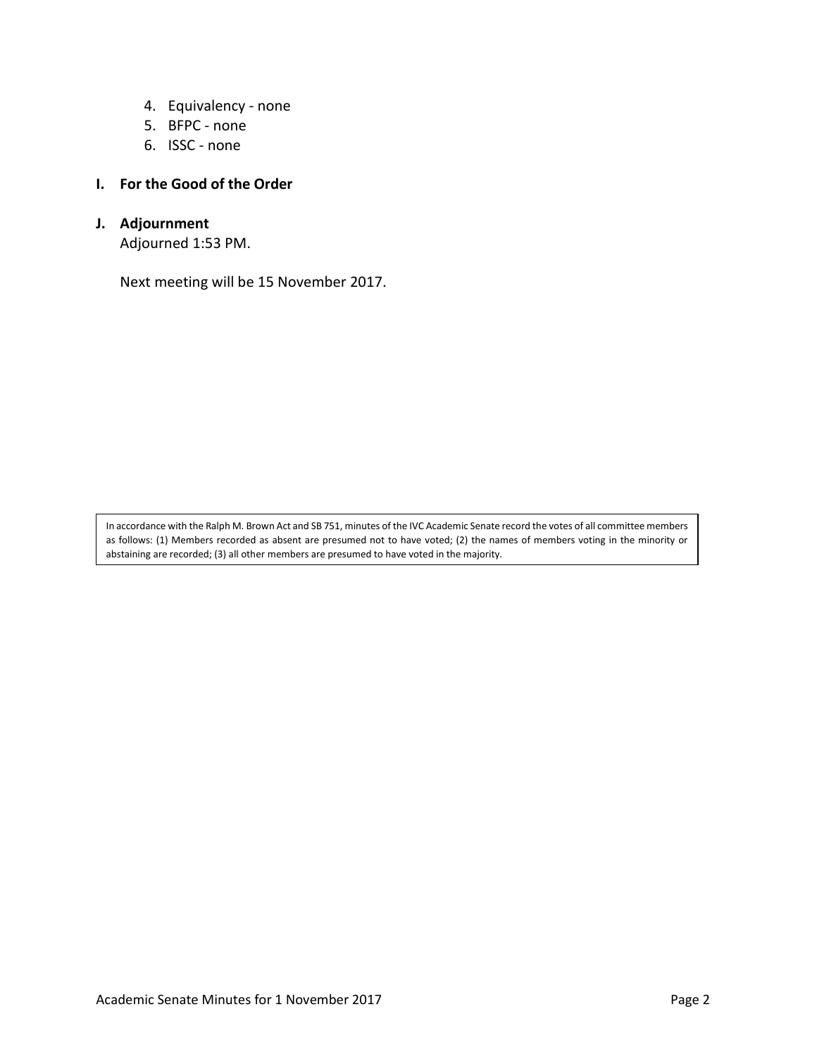4. Equivalency - none
5. BFPC - none
6. ISSC - none

**I. For the Good of the Order**

**J. Adjournment**

Adjourned 1:53 PM.

Next meeting will be 15 November 2017.

In accordance with the Ralph M. Brown Act and SB 751, minutes of the IVC Academic Senate record the votes of all committee members as follows: (1) Members recorded as absent are presumed not to have voted; (2) the names of members voting in the minority or abstaining are recorded; (3) all other members are presumed to have voted in the majority.